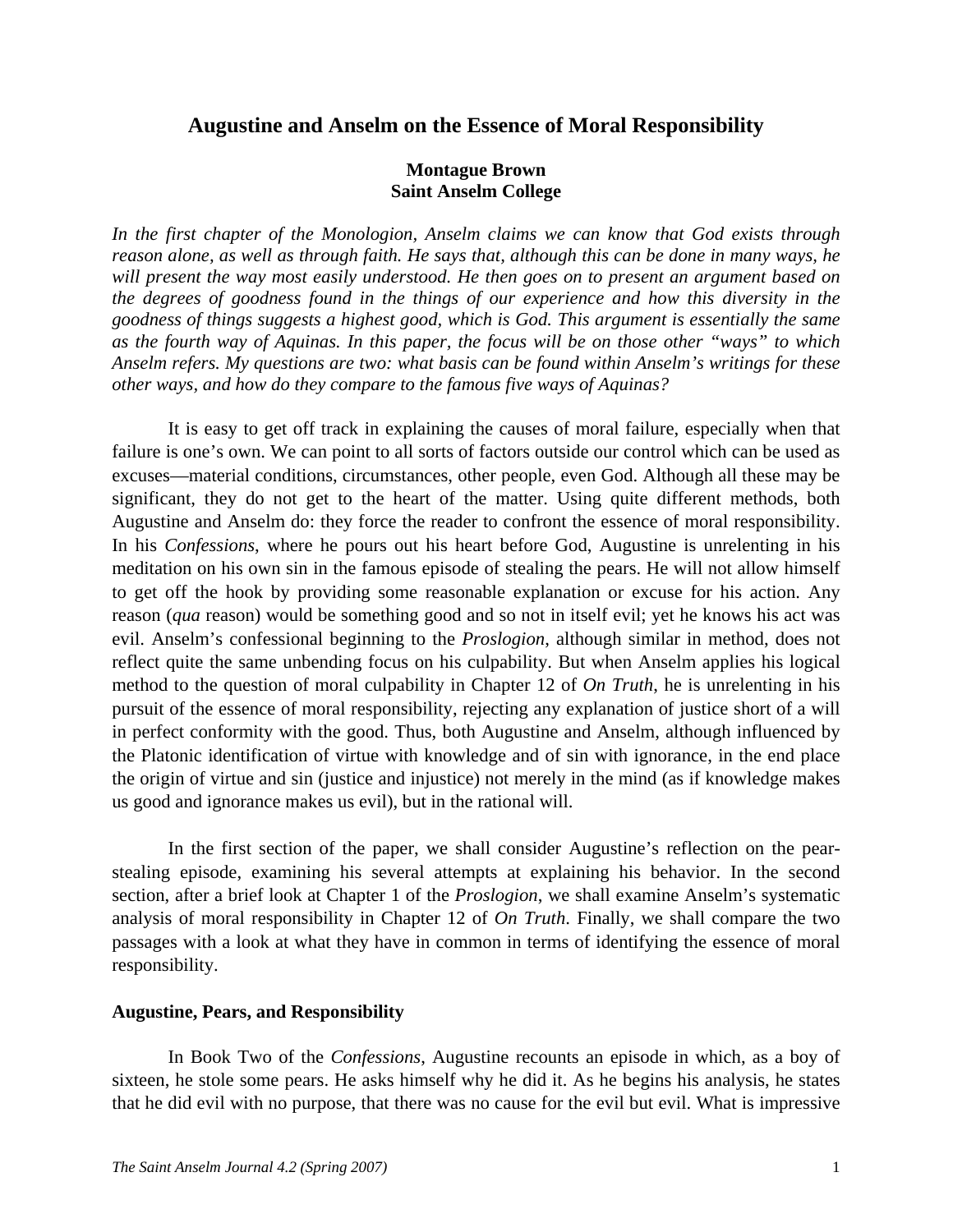# Augustine and Anselm on the Essence of Moral Responsibility

**Montague Brown**
**Saint Anselm College**

*In the first chapter of the Monologion, Anselm claims we can know that God exists through reason alone, as well as through faith. He says that, although this can be done in many ways, he will present the way most easily understood. He then goes on to present an argument based on the degrees of goodness found in the things of our experience and how this diversity in the goodness of things suggests a highest good, which is God. This argument is essentially the same as the fourth way of Aquinas. In this paper, the focus will be on those other "ways" to which Anselm refers. My questions are two: what basis can be found within Anselm's writings for these other ways, and how do they compare to the famous five ways of Aquinas?*

It is easy to get off track in explaining the causes of moral failure, especially when that failure is one's own. We can point to all sorts of factors outside our control which can be used as excuses—material conditions, circumstances, other people, even God. Although all these may be significant, they do not get to the heart of the matter. Using quite different methods, both Augustine and Anselm do: they force the reader to confront the essence of moral responsibility. In his *Confessions*, where he pours out his heart before God, Augustine is unrelenting in his meditation on his own sin in the famous episode of stealing the pears. He will not allow himself to get off the hook by providing some reasonable explanation or excuse for his action. Any reason (*qua* reason) would be something good and so not in itself evil; yet he knows his act was evil. Anselm's confessional beginning to the *Proslogion*, although similar in method, does not reflect quite the same unbending focus on his culpability. But when Anselm applies his logical method to the question of moral culpability in Chapter 12 of *On Truth*, he is unrelenting in his pursuit of the essence of moral responsibility, rejecting any explanation of justice short of a will in perfect conformity with the good. Thus, both Augustine and Anselm, although influenced by the Platonic identification of virtue with knowledge and of sin with ignorance, in the end place the origin of virtue and sin (justice and injustice) not merely in the mind (as if knowledge makes us good and ignorance makes us evil), but in the rational will.

In the first section of the paper, we shall consider Augustine's reflection on the pear-stealing episode, examining his several attempts at explaining his behavior. In the second section, after a brief look at Chapter 1 of the *Proslogion*, we shall examine Anselm's systematic analysis of moral responsibility in Chapter 12 of *On Truth*. Finally, we shall compare the two passages with a look at what they have in common in terms of identifying the essence of moral responsibility.

## Augustine, Pears, and Responsibility

In Book Two of the *Confessions*, Augustine recounts an episode in which, as a boy of sixteen, he stole some pears. He asks himself why he did it. As he begins his analysis, he states that he did evil with no purpose, that there was no cause for the evil but evil. What is impressive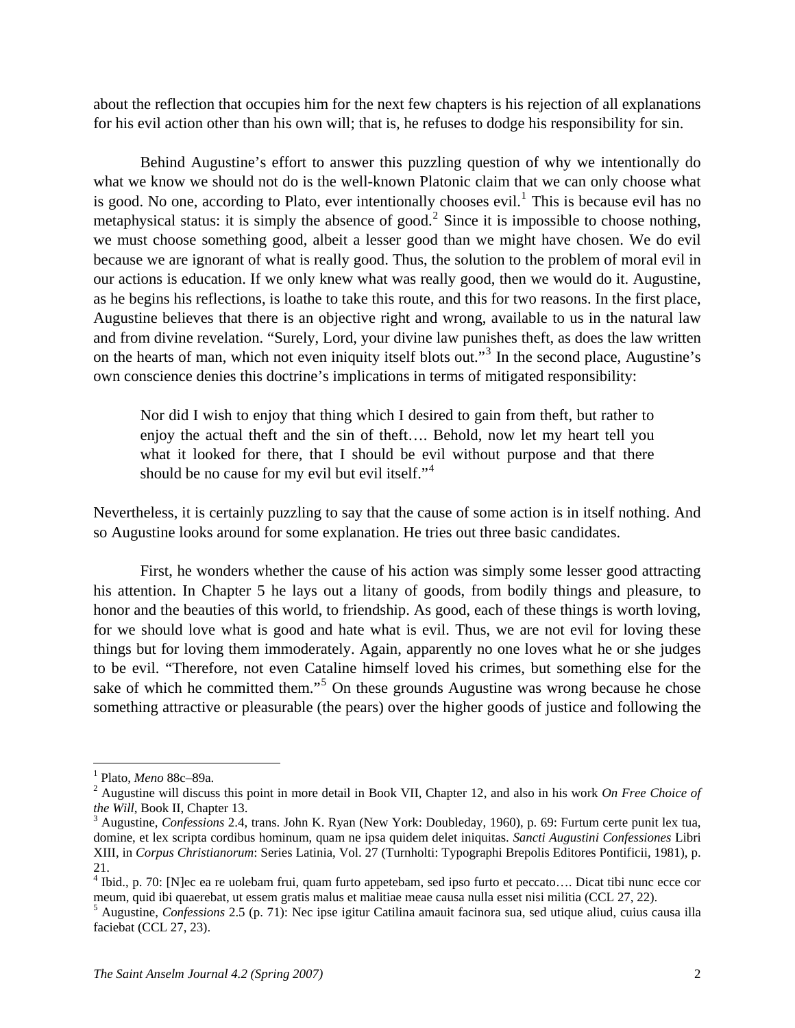about the reflection that occupies him for the next few chapters is his rejection of all explanations for his evil action other than his own will; that is, he refuses to dodge his responsibility for sin.

Behind Augustine's effort to answer this puzzling question of why we intentionally do what we know we should not do is the well-known Platonic claim that we can only choose what is good. No one, according to Plato, ever intentionally chooses evil.[1] This is because evil has no metaphysical status: it is simply the absence of good.[2] Since it is impossible to choose nothing, we must choose something good, albeit a lesser good than we might have chosen. We do evil because we are ignorant of what is really good. Thus, the solution to the problem of moral evil in our actions is education. If we only knew what was really good, then we would do it. Augustine, as he begins his reflections, is loathe to take this route, and this for two reasons. In the first place, Augustine believes that there is an objective right and wrong, available to us in the natural law and from divine revelation. "Surely, Lord, your divine law punishes theft, as does the law written on the hearts of man, which not even iniquity itself blots out."[3] In the second place, Augustine's own conscience denies this doctrine's implications in terms of mitigated responsibility:

> Nor did I wish to enjoy that thing which I desired to gain from theft, but rather to enjoy the actual theft and the sin of theft…. Behold, now let my heart tell you what it looked for there, that I should be evil without purpose and that there should be no cause for my evil but evil itself."[4]

Nevertheless, it is certainly puzzling to say that the cause of some action is in itself nothing. And so Augustine looks around for some explanation. He tries out three basic candidates.

First, he wonders whether the cause of his action was simply some lesser good attracting his attention. In Chapter 5 he lays out a litany of goods, from bodily things and pleasure, to honor and the beauties of this world, to friendship. As good, each of these things is worth loving, for we should love what is good and hate what is evil. Thus, we are not evil for loving these things but for loving them immoderately. Again, apparently no one loves what he or she judges to be evil. "Therefore, not even Cataline himself loved his crimes, but something else for the sake of which he committed them."[5] On these grounds Augustine was wrong because he chose something attractive or pleasurable (the pears) over the higher goods of justice and following the

---

[1] Plato, *Meno* 88c–89a.

[2] Augustine will discuss this point in more detail in Book VII, Chapter 12, and also in his work *On Free Choice of the Will*, Book II, Chapter 13.

[3] Augustine, *Confessions* 2.4, trans. John K. Ryan (New York: Doubleday, 1960), p. 69: Furtum certe punit lex tua, domine, et lex scripta cordibus hominum, quam ne ipsa quidem delet iniquitas. *Sancti Augustini Confessiones* Libri XIII, in *Corpus Christianorum*: Series Latinia, Vol. 27 (Turnholti: Typographi Brepolis Editores Pontificii, 1981), p. 21.

[4] Ibid., p. 70: [N]ec ea re uolebam frui, quam furto appetebam, sed ipso furto et peccato…. Dicat tibi nunc ecce cor meum, quid ibi quaerebat, ut essem gratis malus et malitiae meae causa nulla esset nisi militia (CCL 27, 22).

[5] Augustine, *Confessions* 2.5 (p. 71): Nec ipse igitur Catilina amauit facinora sua, sed utique aliud, cuius causa illa faciebat (CCL 27, 23).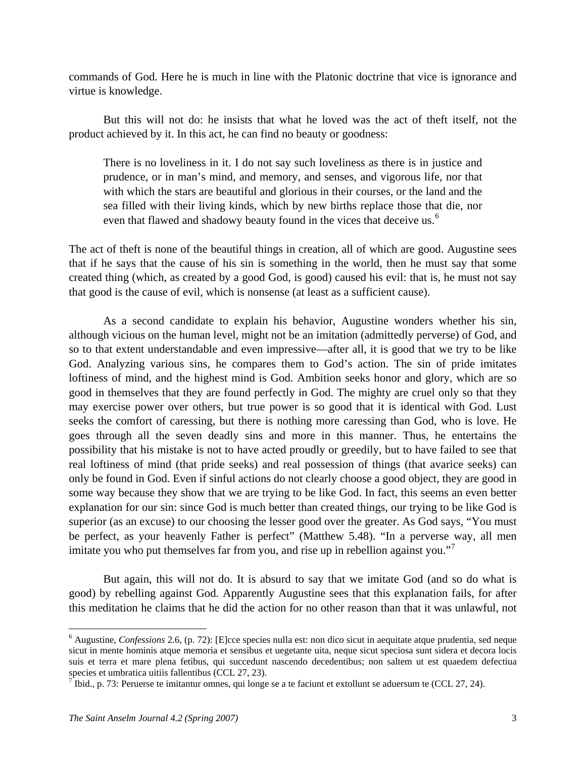commands of God. Here he is much in line with the Platonic doctrine that vice is ignorance and virtue is knowledge.

But this will not do: he insists that what he loved was the act of theft itself, not the product achieved by it. In this act, he can find no beauty or goodness:

> There is no loveliness in it. I do not say such loveliness as there is in justice and prudence, or in man's mind, and memory, and senses, and vigorous life, nor that with which the stars are beautiful and glorious in their courses, or the land and the sea filled with their living kinds, which by new births replace those that die, nor even that flawed and shadowy beauty found in the vices that deceive us.[6]

The act of theft is none of the beautiful things in creation, all of which are good. Augustine sees that if he says that the cause of his sin is something in the world, then he must say that some created thing (which, as created by a good God, is good) caused his evil: that is, he must not say that good is the cause of evil, which is nonsense (at least as a sufficient cause).

As a second candidate to explain his behavior, Augustine wonders whether his sin, although vicious on the human level, might not be an imitation (admittedly perverse) of God, and so to that extent understandable and even impressive—after all, it is good that we try to be like God. Analyzing various sins, he compares them to God's action. The sin of pride imitates loftiness of mind, and the highest mind is God. Ambition seeks honor and glory, which are so good in themselves that they are found perfectly in God. The mighty are cruel only so that they may exercise power over others, but true power is so good that it is identical with God. Lust seeks the comfort of caressing, but there is nothing more caressing than God, who is love. He goes through all the seven deadly sins and more in this manner. Thus, he entertains the possibility that his mistake is not to have acted proudly or greedily, but to have failed to see that real loftiness of mind (that pride seeks) and real possession of things (that avarice seeks) can only be found in God. Even if sinful actions do not clearly choose a good object, they are good in some way because they show that we are trying to be like God. In fact, this seems an even better explanation for our sin: since God is much better than created things, our trying to be like God is superior (as an excuse) to our choosing the lesser good over the greater. As God says, "You must be perfect, as your heavenly Father is perfect" (Matthew 5.48). "In a perverse way, all men imitate you who put themselves far from you, and rise up in rebellion against you."[7]

But again, this will not do. It is absurd to say that we imitate God (and so do what is good) by rebelling against God. Apparently Augustine sees that this explanation fails, for after this meditation he claims that he did the action for no other reason than that it was unlawful, not

---

[6] Augustine, *Confessions* 2.6, (p. 72): [E]cce species nulla est: non dico sicut in aequitate atque prudentia, sed neque sicut in mente hominis atque memoria et sensibus et uegetante uita, neque sicut speciosa sunt sidera et decora locis suis et terra et mare plena fetibus, qui succedunt nascendo decedentibus; non saltem ut est quaedem defectiua species et umbratica uitiis fallentibus (CCL 27, 23).

[7] Ibid., p. 73: Peruerse te imitantur omnes, qui longe se a te faciunt et extollunt se aduersum te (CCL 27, 24).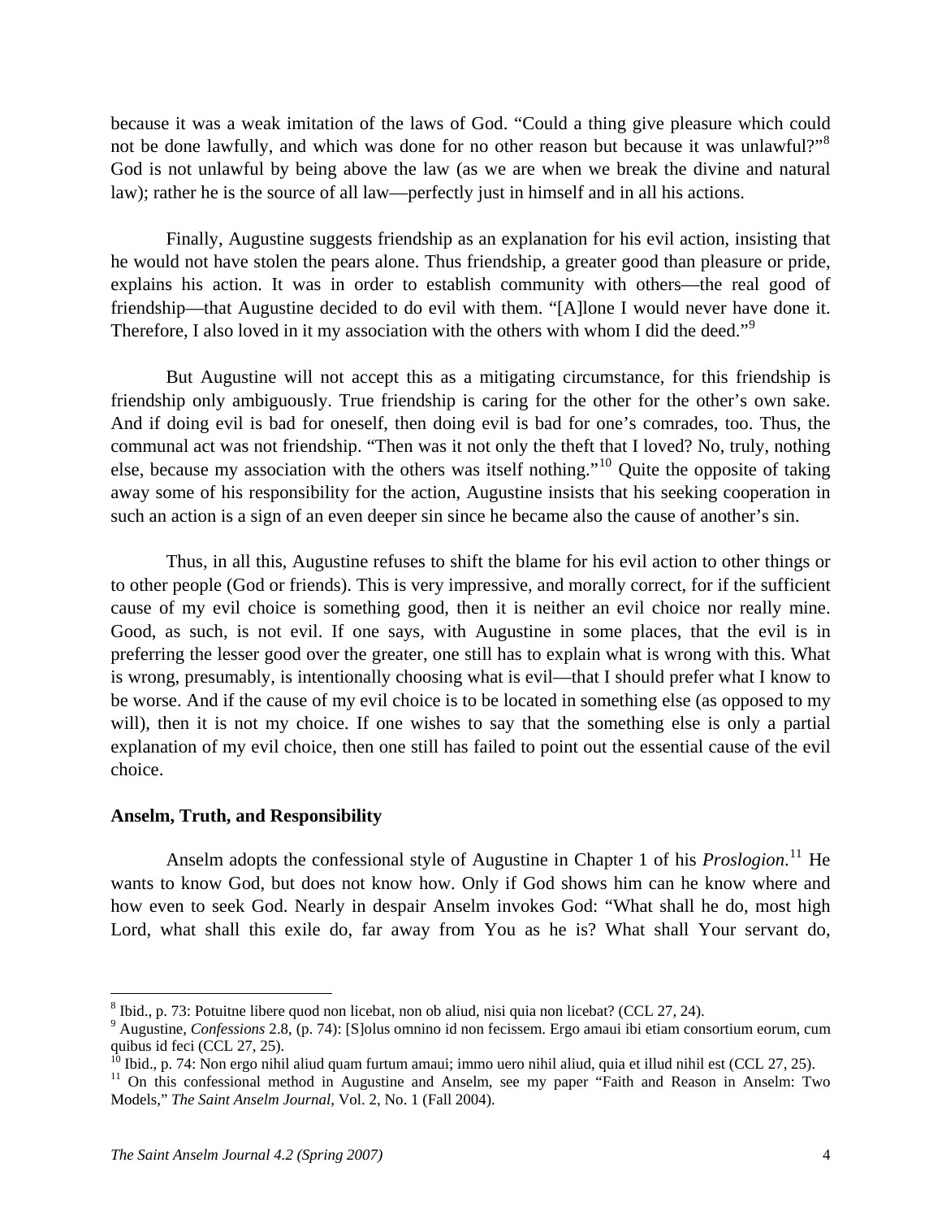because it was a weak imitation of the laws of God. "Could a thing give pleasure which could not be done lawfully, and which was done for no other reason but because it was unlawful?"[8] God is not unlawful by being above the law (as we are when we break the divine and natural law); rather he is the source of all law—perfectly just in himself and in all his actions.

Finally, Augustine suggests friendship as an explanation for his evil action, insisting that he would not have stolen the pears alone. Thus friendship, a greater good than pleasure or pride, explains his action. It was in order to establish community with others—the real good of friendship—that Augustine decided to do evil with them. "[A]lone I would never have done it. Therefore, I also loved in it my association with the others with whom I did the deed."[9]

But Augustine will not accept this as a mitigating circumstance, for this friendship is friendship only ambiguously. True friendship is caring for the other for the other's own sake. And if doing evil is bad for oneself, then doing evil is bad for one's comrades, too. Thus, the communal act was not friendship. "Then was it not only the theft that I loved? No, truly, nothing else, because my association with the others was itself nothing."[10] Quite the opposite of taking away some of his responsibility for the action, Augustine insists that his seeking cooperation in such an action is a sign of an even deeper sin since he became also the cause of another's sin.

Thus, in all this, Augustine refuses to shift the blame for his evil action to other things or to other people (God or friends). This is very impressive, and morally correct, for if the sufficient cause of my evil choice is something good, then it is neither an evil choice nor really mine. Good, as such, is not evil. If one says, with Augustine in some places, that the evil is in preferring the lesser good over the greater, one still has to explain what is wrong with this. What is wrong, presumably, is intentionally choosing what is evil—that I should prefer what I know to be worse. And if the cause of my evil choice is to be located in something else (as opposed to my will), then it is not my choice. If one wishes to say that the something else is only a partial explanation of my evil choice, then one still has failed to point out the essential cause of the evil choice.

**Anselm, Truth, and Responsibility**

Anselm adopts the confessional style of Augustine in Chapter 1 of his *Proslogion*.[11] He wants to know God, but does not know how. Only if God shows him can he know where and how even to seek God. Nearly in despair Anselm invokes God: "What shall he do, most high Lord, what shall this exile do, far away from You as he is? What shall Your servant do,

---

[8] Ibid., p. 73: Potuitne libere quod non licebat, non ob aliud, nisi quia non licebat? (CCL 27, 24).

[9] Augustine, *Confessions* 2.8, (p. 74): [S]olus omnino id non fecissem. Ergo amaui ibi etiam consortium eorum, cum quibus id feci (CCL 27, 25).

[10] Ibid., p. 74: Non ergo nihil aliud quam furtum amaui; immo uero nihil aliud, quia et illud nihil est (CCL 27, 25).

[11] On this confessional method in Augustine and Anselm, see my paper "Faith and Reason in Anselm: Two Models," *The Saint Anselm Journal*, Vol. 2, No. 1 (Fall 2004).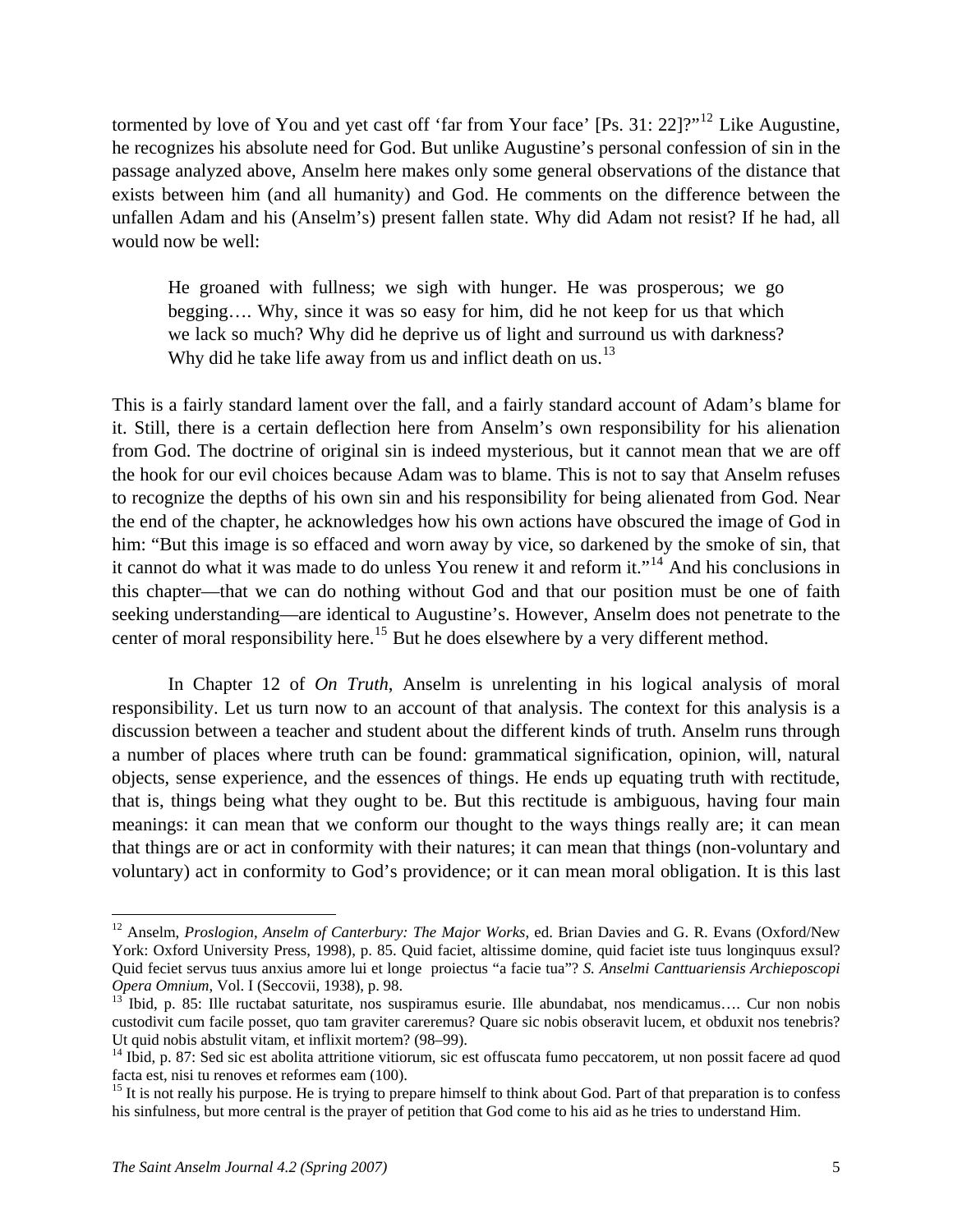tormented by love of You and yet cast off 'far from Your face' [Ps. 31: 22]?"[12] Like Augustine, he recognizes his absolute need for God. But unlike Augustine's personal confession of sin in the passage analyzed above, Anselm here makes only some general observations of the distance that exists between him (and all humanity) and God. He comments on the difference between the unfallen Adam and his (Anselm's) present fallen state. Why did Adam not resist? If he had, all would now be well:

> He groaned with fullness; we sigh with hunger. He was prosperous; we go begging…. Why, since it was so easy for him, did he not keep for us that which we lack so much? Why did he deprive us of light and surround us with darkness? Why did he take life away from us and inflict death on us.[13]

This is a fairly standard lament over the fall, and a fairly standard account of Adam's blame for it. Still, there is a certain deflection here from Anselm's own responsibility for his alienation from God. The doctrine of original sin is indeed mysterious, but it cannot mean that we are off the hook for our evil choices because Adam was to blame. This is not to say that Anselm refuses to recognize the depths of his own sin and his responsibility for being alienated from God. Near the end of the chapter, he acknowledges how his own actions have obscured the image of God in him: "But this image is so effaced and worn away by vice, so darkened by the smoke of sin, that it cannot do what it was made to do unless You renew it and reform it."[14] And his conclusions in this chapter—that we can do nothing without God and that our position must be one of faith seeking understanding—are identical to Augustine's. However, Anselm does not penetrate to the center of moral responsibility here.[15] But he does elsewhere by a very different method.

In Chapter 12 of *On Truth*, Anselm is unrelenting in his logical analysis of moral responsibility. Let us turn now to an account of that analysis. The context for this analysis is a discussion between a teacher and student about the different kinds of truth. Anselm runs through a number of places where truth can be found: grammatical signification, opinion, will, natural objects, sense experience, and the essences of things. He ends up equating truth with rectitude, that is, things being what they ought to be. But this rectitude is ambiguous, having four main meanings: it can mean that we conform our thought to the ways things really are; it can mean that things are or act in conformity with their natures; it can mean that things (non-voluntary and voluntary) act in conformity to God's providence; or it can mean moral obligation. It is this last

---

[12] Anselm, *Proslogion*, *Anselm of Canterbury: The Major Works*, ed. Brian Davies and G. R. Evans (Oxford/New York: Oxford University Press, 1998), p. 85. Quid faciet, altissime domine, quid faciet iste tuus longinquus exsul? Quid feciet servus tuus anxius amore lui et longe proiectus "a facie tua"? *S. Anselmi Canttuariensis Archiepiscopi Opera Omnium*, Vol. I (Seccovii, 1938), p. 98.

[13] Ibid, p. 85: Ille ructabat saturitate, nos suspiramus esurie. Ille abundabat, nos mendicamus…. Cur non nobis custodivit cum facile posset, quo tam graviter careremus? Quare sic nobis obseravit lucem, et obduxit nos tenebris? Ut quid nobis abstulit vitam, et inflixit mortem? (98–99).

[14] Ibid, p. 87: Sed sic est abolita attritione vitiorum, sic est offuscata fumo peccatorem, ut non possit facere ad quod facta est, nisi tu renoves et reformes eam (100).

[15] It is not really his purpose. He is trying to prepare himself to think about God. Part of that preparation is to confess his sinfulness, but more central is the prayer of petition that God come to his aid as he tries to understand Him.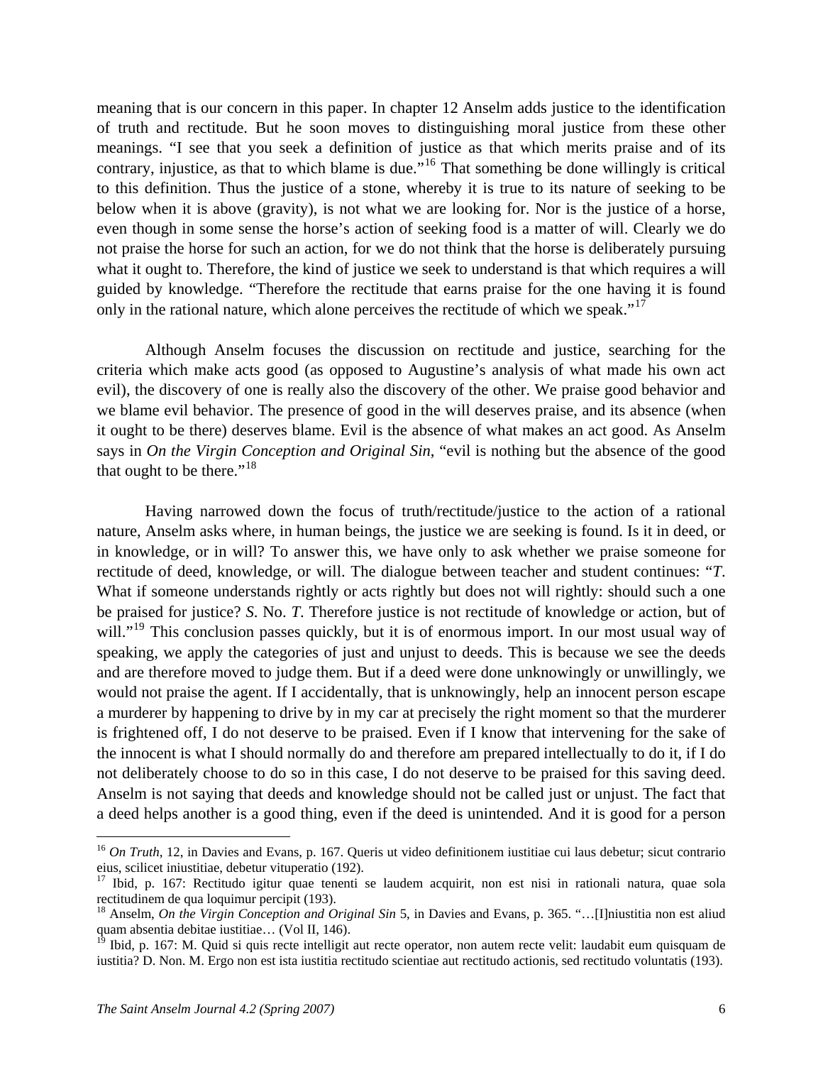meaning that is our concern in this paper. In chapter 12 Anselm adds justice to the identification of truth and rectitude. But he soon moves to distinguishing moral justice from these other meanings. "I see that you seek a definition of justice as that which merits praise and of its contrary, injustice, as that to which blame is due."[16] That something be done willingly is critical to this definition. Thus the justice of a stone, whereby it is true to its nature of seeking to be below when it is above (gravity), is not what we are looking for. Nor is the justice of a horse, even though in some sense the horse's action of seeking food is a matter of will. Clearly we do not praise the horse for such an action, for we do not think that the horse is deliberately pursuing what it ought to. Therefore, the kind of justice we seek to understand is that which requires a will guided by knowledge. "Therefore the rectitude that earns praise for the one having it is found only in the rational nature, which alone perceives the rectitude of which we speak."[17]

Although Anselm focuses the discussion on rectitude and justice, searching for the criteria which make acts good (as opposed to Augustine's analysis of what made his own act evil), the discovery of one is really also the discovery of the other. We praise good behavior and we blame evil behavior. The presence of good in the will deserves praise, and its absence (when it ought to be there) deserves blame. Evil is the absence of what makes an act good. As Anselm says in *On the Virgin Conception and Original Sin*, "evil is nothing but the absence of the good that ought to be there."[18]

Having narrowed down the focus of truth/rectitude/justice to the action of a rational nature, Anselm asks where, in human beings, the justice we are seeking is found. Is it in deed, or in knowledge, or in will? To answer this, we have only to ask whether we praise someone for rectitude of deed, knowledge, or will. The dialogue between teacher and student continues: "*T*. What if someone understands rightly or acts rightly but does not will rightly: should such a one be praised for justice? *S*. No. *T*. Therefore justice is not rectitude of knowledge or action, but of will."[19] This conclusion passes quickly, but it is of enormous import. In our most usual way of speaking, we apply the categories of just and unjust to deeds. This is because we see the deeds and are therefore moved to judge them. But if a deed were done unknowingly or unwillingly, we would not praise the agent. If I accidentally, that is unknowingly, help an innocent person escape a murderer by happening to drive by in my car at precisely the right moment so that the murderer is frightened off, I do not deserve to be praised. Even if I know that intervening for the sake of the innocent is what I should normally do and therefore am prepared intellectually to do it, if I do not deliberately choose to do so in this case, I do not deserve to be praised for this saving deed. Anselm is not saying that deeds and knowledge should not be called just or unjust. The fact that a deed helps another is a good thing, even if the deed is unintended. And it is good for a person

---

[16] *On Truth*, 12, in Davies and Evans, p. 167. Queris ut video definitionem iustitiae cui laus debetur; sicut contrario eius, scilicet iniustitiae, debetur vituperatio (192).

[17] Ibid, p. 167: Rectitudo igitur quae tenenti se laudem acquirit, non est nisi in rationali natura, quae sola rectitudinem de qua loquimur percipit (193).

[18] Anselm, *On the Virgin Conception and Original Sin* 5, in Davies and Evans, p. 365. "…[I]niustitia non est aliud quam absentia debitae iustitiae… (Vol II, 146).

[19] Ibid, p. 167: M. Quid si quis recte intelligit aut recte operator, non autem recte velit: laudabit eum quisquam de iustitia? D. Non. M. Ergo non est ista iustitia rectitudo scientiae aut rectitudo actionis, sed rectitudo voluntatis (193).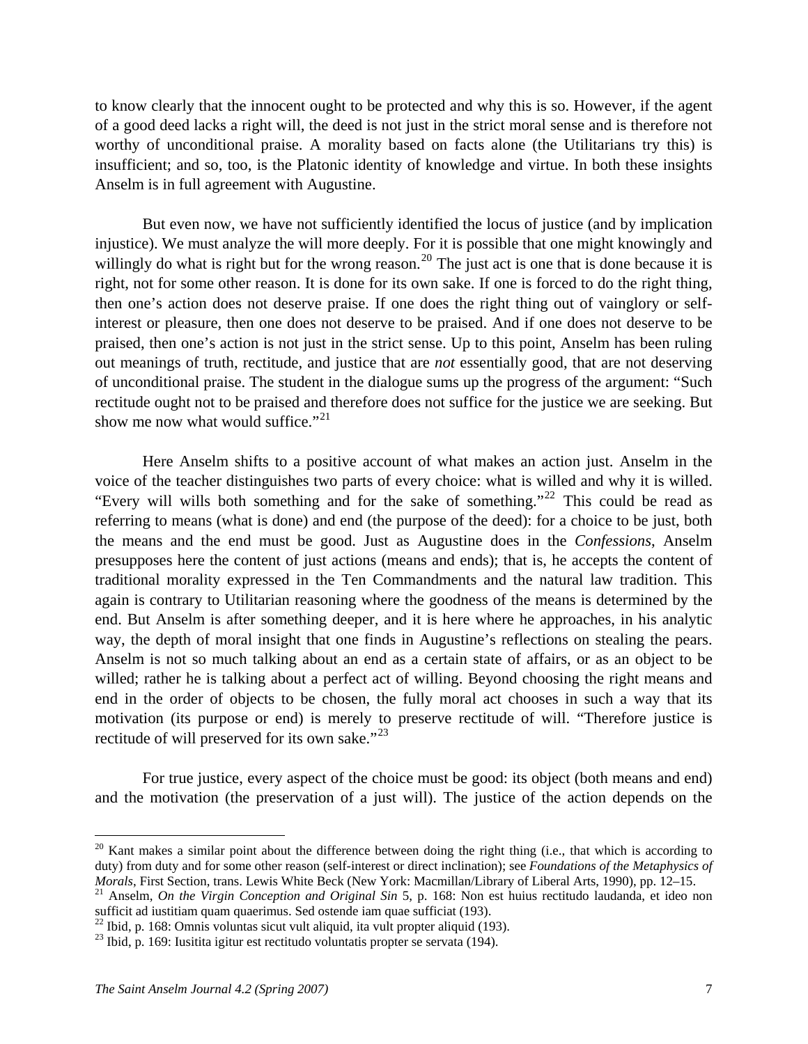to know clearly that the innocent ought to be protected and why this is so. However, if the agent of a good deed lacks a right will, the deed is not just in the strict moral sense and is therefore not worthy of unconditional praise. A morality based on facts alone (the Utilitarians try this) is insufficient; and so, too, is the Platonic identity of knowledge and virtue. In both these insights Anselm is in full agreement with Augustine.

But even now, we have not sufficiently identified the locus of justice (and by implication injustice). We must analyze the will more deeply. For it is possible that one might knowingly and willingly do what is right but for the wrong reason.[20] The just act is one that is done because it is right, not for some other reason. It is done for its own sake. If one is forced to do the right thing, then one's action does not deserve praise. If one does the right thing out of vainglory or self-interest or pleasure, then one does not deserve to be praised. And if one does not deserve to be praised, then one's action is not just in the strict sense. Up to this point, Anselm has been ruling out meanings of truth, rectitude, and justice that are *not* essentially good, that are not deserving of unconditional praise. The student in the dialogue sums up the progress of the argument: "Such rectitude ought not to be praised and therefore does not suffice for the justice we are seeking. But show me now what would suffice."[21]

Here Anselm shifts to a positive account of what makes an action just. Anselm in the voice of the teacher distinguishes two parts of every choice: what is willed and why it is willed. "Every will wills both something and for the sake of something."[22] This could be read as referring to means (what is done) and end (the purpose of the deed): for a choice to be just, both the means and the end must be good. Just as Augustine does in the *Confessions*, Anselm presupposes here the content of just actions (means and ends); that is, he accepts the content of traditional morality expressed in the Ten Commandments and the natural law tradition. This again is contrary to Utilitarian reasoning where the goodness of the means is determined by the end. But Anselm is after something deeper, and it is here where he approaches, in his analytic way, the depth of moral insight that one finds in Augustine's reflections on stealing the pears. Anselm is not so much talking about an end as a certain state of affairs, or as an object to be willed; rather he is talking about a perfect act of willing. Beyond choosing the right means and end in the order of objects to be chosen, the fully moral act chooses in such a way that its motivation (its purpose or end) is merely to preserve rectitude of will. "Therefore justice is rectitude of will preserved for its own sake."[23]

For true justice, every aspect of the choice must be good: its object (both means and end) and the motivation (the preservation of a just will). The justice of the action depends on the

---

[20] Kant makes a similar point about the difference between doing the right thing (i.e., that which is according to duty) from duty and for some other reason (self-interest or direct inclination); see *Foundations of the Metaphysics of Morals*, First Section, trans. Lewis White Beck (New York: Macmillan/Library of Liberal Arts, 1990), pp. 12–15.

[21] Anselm, *On the Virgin Conception and Original Sin* 5, p. 168: Non est huius rectitudo laudanda, et ideo non sufficit ad iustitiam quam quaerimus. Sed ostende iam quae sufficiat (193).

[22] Ibid, p. 168: Omnis voluntas sicut vult aliquid, ita vult propter aliquid (193).

[23] Ibid, p. 169: Iusitita igitur est rectitudo voluntatis propter se servata (194).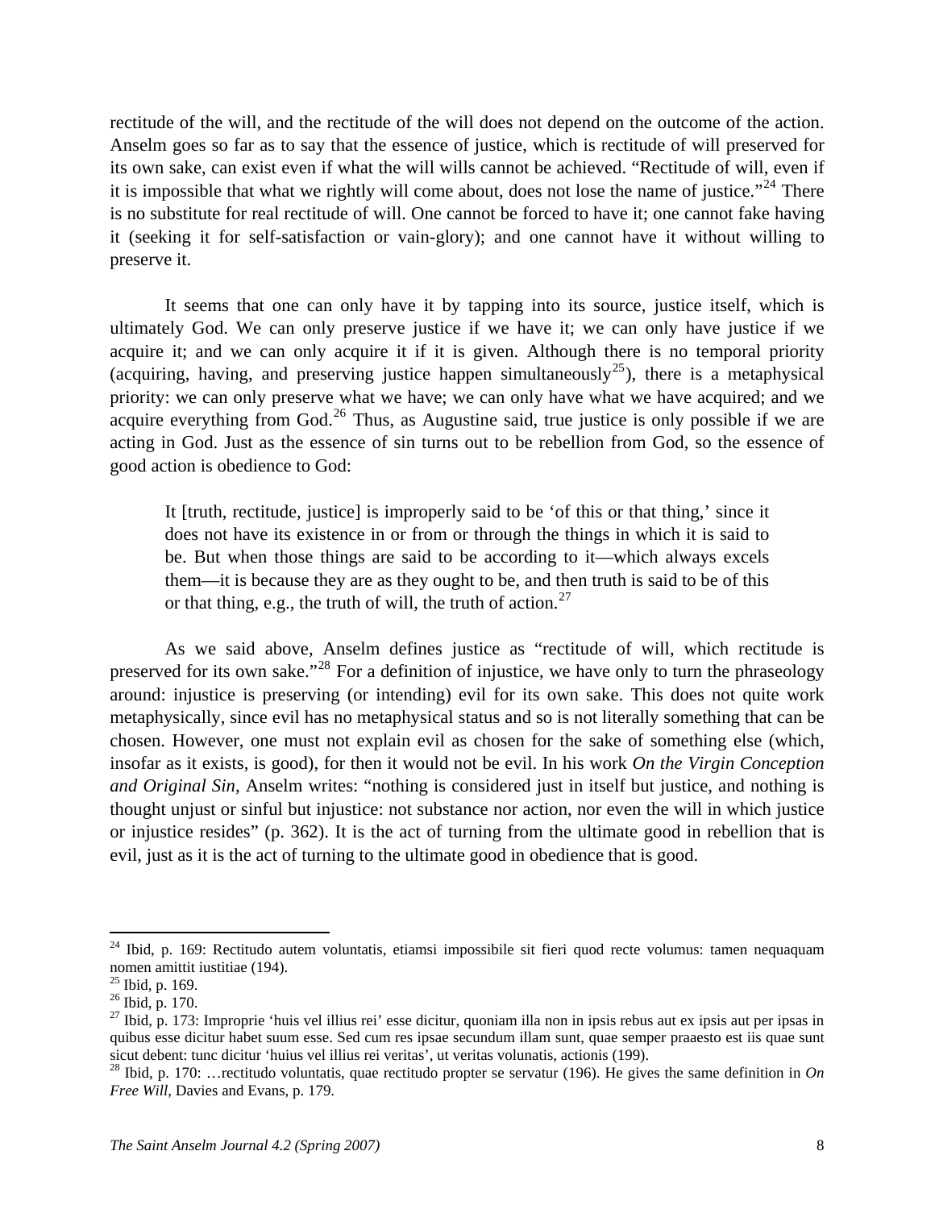rectitude of the will, and the rectitude of the will does not depend on the outcome of the action. Anselm goes so far as to say that the essence of justice, which is rectitude of will preserved for its own sake, can exist even if what the will wills cannot be achieved. "Rectitude of will, even if it is impossible that what we rightly will come about, does not lose the name of justice."[24] There is no substitute for real rectitude of will. One cannot be forced to have it; one cannot fake having it (seeking it for self-satisfaction or vain-glory); and one cannot have it without willing to preserve it.

It seems that one can only have it by tapping into its source, justice itself, which is ultimately God. We can only preserve justice if we have it; we can only have justice if we acquire it; and we can only acquire it if it is given. Although there is no temporal priority (acquiring, having, and preserving justice happen simultaneously[25]), there is a metaphysical priority: we can only preserve what we have; we can only have what we have acquired; and we acquire everything from God.[26] Thus, as Augustine said, true justice is only possible if we are acting in God. Just as the essence of sin turns out to be rebellion from God, so the essence of good action is obedience to God:

> It [truth, rectitude, justice] is improperly said to be 'of this or that thing,' since it does not have its existence in or from or through the things in which it is said to be. But when those things are said to be according to it—which always excels them—it is because they are as they ought to be, and then truth is said to be of this or that thing, e.g., the truth of will, the truth of action.[27]

As we said above, Anselm defines justice as "rectitude of will, which rectitude is preserved for its own sake."[28] For a definition of injustice, we have only to turn the phraseology around: injustice is preserving (or intending) evil for its own sake. This does not quite work metaphysically, since evil has no metaphysical status and so is not literally something that can be chosen. However, one must not explain evil as chosen for the sake of something else (which, insofar as it exists, is good), for then it would not be evil. In his work *On the Virgin Conception and Original Sin*, Anselm writes: "nothing is considered just in itself but justice, and nothing is thought unjust or sinful but injustice: not substance nor action, nor even the will in which justice or injustice resides" (p. 362). It is the act of turning from the ultimate good in rebellion that is evil, just as it is the act of turning to the ultimate good in obedience that is good.

---

[24] Ibid, p. 169: Rectitudo autem voluntatis, etiamsi impossibile sit fieri quod recte volumus: tamen nequaquam nomen amittit iustitiae (194).

[25] Ibid, p. 169.

[26] Ibid, p. 170.

[27] Ibid, p. 173: Improprie 'huis vel illius rei' esse dicitur, quoniam illa non in ipsis rebus aut ex ipsis aut per ipsas in quibus esse dicitur habet suum esse. Sed cum res ipsae secundum illam sunt, quae semper praaesto est iis quae sunt sicut debent: tunc dicitur 'huius vel illius rei veritas', ut veritas volunatis, actionis (199).

[28] Ibid, p. 170: …rectitudo voluntatis, quae rectitudo propter se servatur (196). He gives the same definition in *On Free Will*, Davies and Evans, p. 179.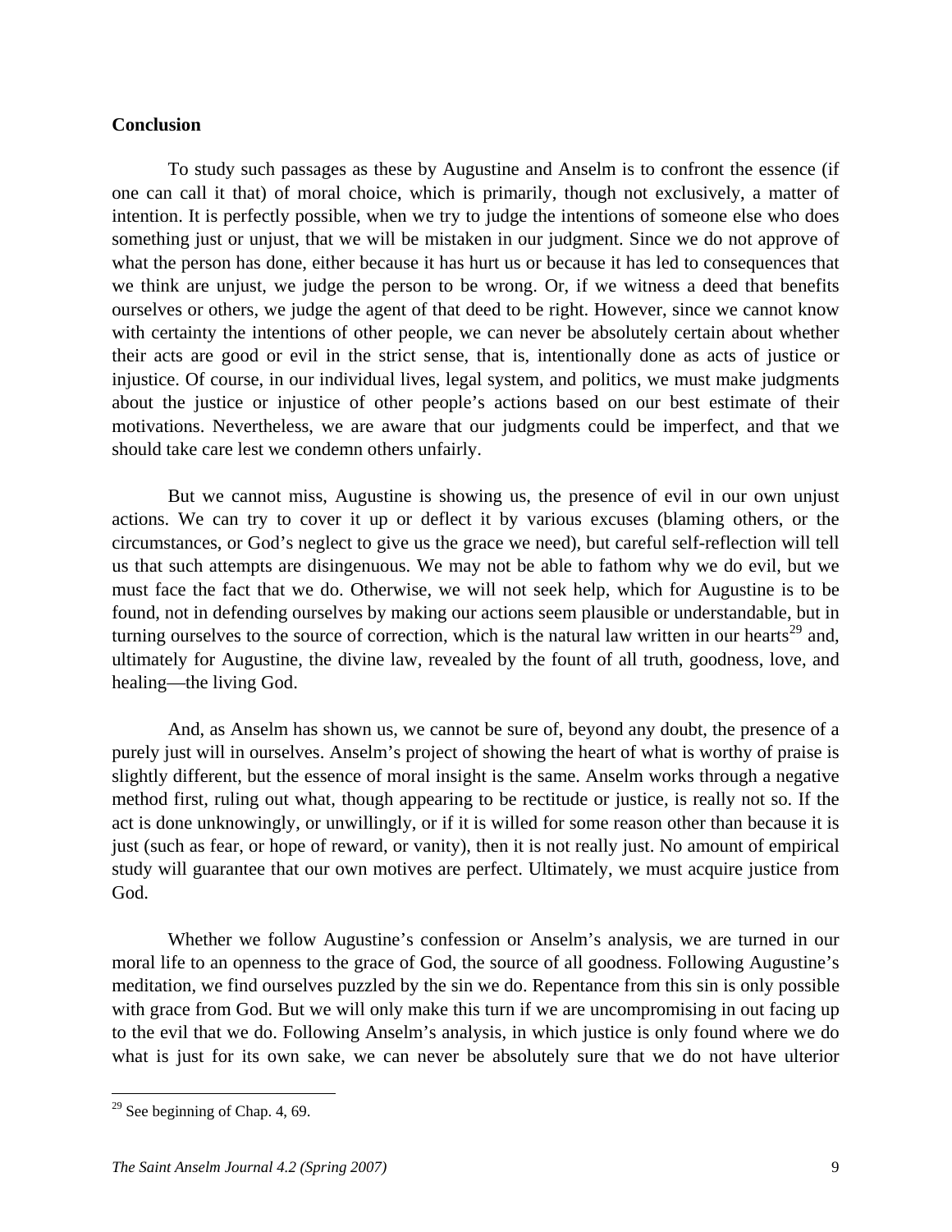**Conclusion**

To study such passages as these by Augustine and Anselm is to confront the essence (if one can call it that) of moral choice, which is primarily, though not exclusively, a matter of intention. It is perfectly possible, when we try to judge the intentions of someone else who does something just or unjust, that we will be mistaken in our judgment. Since we do not approve of what the person has done, either because it has hurt us or because it has led to consequences that we think are unjust, we judge the person to be wrong. Or, if we witness a deed that benefits ourselves or others, we judge the agent of that deed to be right. However, since we cannot know with certainty the intentions of other people, we can never be absolutely certain about whether their acts are good or evil in the strict sense, that is, intentionally done as acts of justice or injustice. Of course, in our individual lives, legal system, and politics, we must make judgments about the justice or injustice of other people's actions based on our best estimate of their motivations. Nevertheless, we are aware that our judgments could be imperfect, and that we should take care lest we condemn others unfairly.

But we cannot miss, Augustine is showing us, the presence of evil in our own unjust actions. We can try to cover it up or deflect it by various excuses (blaming others, or the circumstances, or God's neglect to give us the grace we need), but careful self-reflection will tell us that such attempts are disingenuous. We may not be able to fathom why we do evil, but we must face the fact that we do. Otherwise, we will not seek help, which for Augustine is to be found, not in defending ourselves by making our actions seem plausible or understandable, but in turning ourselves to the source of correction, which is the natural law written in our hearts[29] and, ultimately for Augustine, the divine law, revealed by the fount of all truth, goodness, love, and healing—the living God.

And, as Anselm has shown us, we cannot be sure of, beyond any doubt, the presence of a purely just will in ourselves. Anselm's project of showing the heart of what is worthy of praise is slightly different, but the essence of moral insight is the same. Anselm works through a negative method first, ruling out what, though appearing to be rectitude or justice, is really not so. If the act is done unknowingly, or unwillingly, or if it is willed for some reason other than because it is just (such as fear, or hope of reward, or vanity), then it is not really just. No amount of empirical study will guarantee that our own motives are perfect. Ultimately, we must acquire justice from God.

Whether we follow Augustine's confession or Anselm's analysis, we are turned in our moral life to an openness to the grace of God, the source of all goodness. Following Augustine's meditation, we find ourselves puzzled by the sin we do. Repentance from this sin is only possible with grace from God. But we will only make this turn if we are uncompromising in out facing up to the evil that we do. Following Anselm's analysis, in which justice is only found where we do what is just for its own sake, we can never be absolutely sure that we do not have ulterior

[29] See beginning of Chap. 4, 69.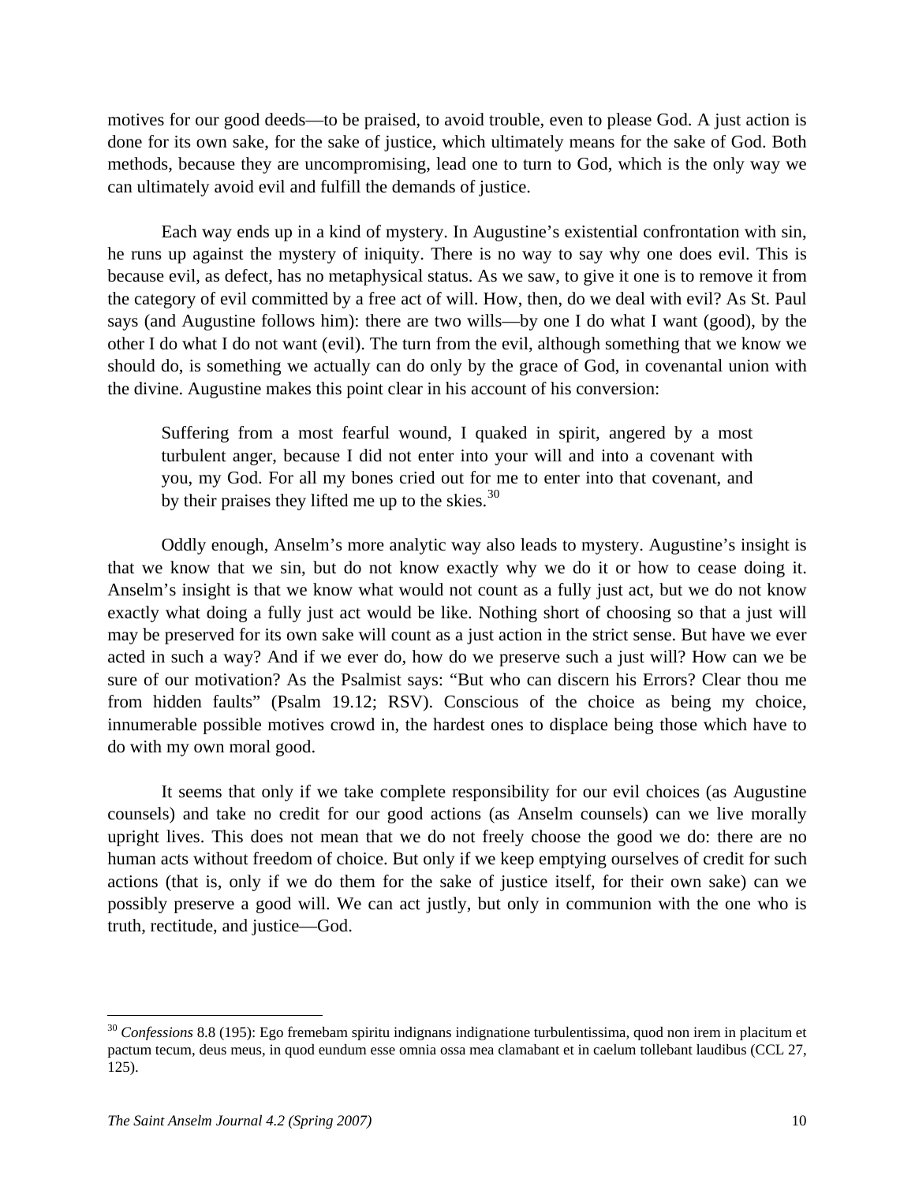motives for our good deeds—to be praised, to avoid trouble, even to please God. A just action is done for its own sake, for the sake of justice, which ultimately means for the sake of God. Both methods, because they are uncompromising, lead one to turn to God, which is the only way we can ultimately avoid evil and fulfill the demands of justice.

Each way ends up in a kind of mystery. In Augustine's existential confrontation with sin, he runs up against the mystery of iniquity. There is no way to say why one does evil. This is because evil, as defect, has no metaphysical status. As we saw, to give it one is to remove it from the category of evil committed by a free act of will. How, then, do we deal with evil? As St. Paul says (and Augustine follows him): there are two wills—by one I do what I want (good), by the other I do what I do not want (evil). The turn from the evil, although something that we know we should do, is something we actually can do only by the grace of God, in covenantal union with the divine. Augustine makes this point clear in his account of his conversion:

> Suffering from a most fearful wound, I quaked in spirit, angered by a most turbulent anger, because I did not enter into your will and into a covenant with you, my God. For all my bones cried out for me to enter into that covenant, and by their praises they lifted me up to the skies.[30]

Oddly enough, Anselm's more analytic way also leads to mystery. Augustine's insight is that we know that we sin, but do not know exactly why we do it or how to cease doing it. Anselm's insight is that we know what would not count as a fully just act, but we do not know exactly what doing a fully just act would be like. Nothing short of choosing so that a just will may be preserved for its own sake will count as a just action in the strict sense. But have we ever acted in such a way? And if we ever do, how do we preserve such a just will? How can we be sure of our motivation? As the Psalmist says: "But who can discern his Errors? Clear thou me from hidden faults" (Psalm 19.12; RSV). Conscious of the choice as being my choice, innumerable possible motives crowd in, the hardest ones to displace being those which have to do with my own moral good.

It seems that only if we take complete responsibility for our evil choices (as Augustine counsels) and take no credit for our good actions (as Anselm counsels) can we live morally upright lives. This does not mean that we do not freely choose the good we do: there are no human acts without freedom of choice. But only if we keep emptying ourselves of credit for such actions (that is, only if we do them for the sake of justice itself, for their own sake) can we possibly preserve a good will. We can act justly, but only in communion with the one who is truth, rectitude, and justice—God.

---

[30] *Confessions* 8.8 (195): Ego fremebam spiritu indignans indignatione turbulentissima, quod non irem in placitum et pactum tecum, deus meus, in quod eundum esse omnia ossa mea clamabant et in caelum tollebant laudibus (CCL 27, 125).